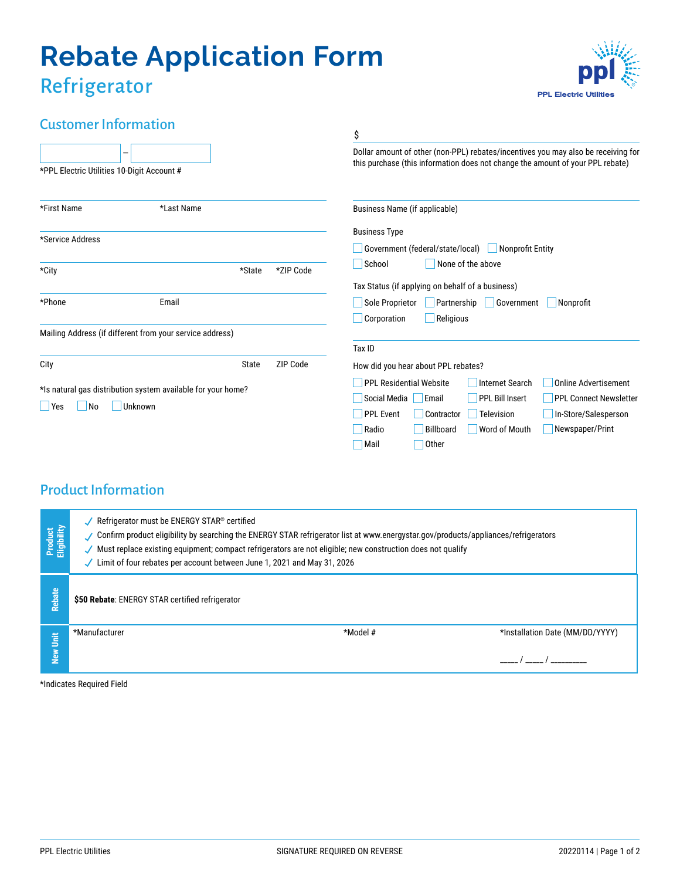# Rebate Application Form

## Refrigerator

PPL Electric Utilities

## Customer Information

[          ] – [          ]
*PPL Electric Utilities 10-Digit Account #

$
Dollar amount of other (non-PPL) rebates/incentives you may also be receiving for this purchase (this information does not change the amount of your PPL rebate)

*First Name | *Last Name

*Service Address

*City | *State | *ZIP Code

*Phone | Email

Mailing Address (if different from your service address)

City | State | ZIP Code

*Is natural gas distribution system available for your home?

☐ Yes ☐ No ☐ Unknown

Business Name (if applicable)

Business Type

☐ Government (federal/state/local) ☐ Nonprofit Entity
☐ School ☐ None of the above

Tax Status (if applying on behalf of a business)

☐ Sole Proprietor ☐ Partnership ☐ Government ☐ Nonprofit
☐ Corporation ☐ Religious

Tax ID

How did you hear about PPL rebates?

☐ PPL Residential Website ☐ Internet Search ☐ Online Advertisement
☐ Social Media ☐ Email ☐ PPL Bill Insert ☐ PPL Connect Newsletter
☐ PPL Event ☐ Contractor ☐ Television ☐ In-Store/Salesperson
☐ Radio ☐ Billboard ☐ Word of Mouth ☐ Newspaper/Print
☐ Mail ☐ Other

## Product Information

**Product Eligibility**

- ✓ Refrigerator must be ENERGY STAR® certified
- ✓ Confirm product eligibility by searching the ENERGY STAR refrigerator list at www.energystar.gov/products/appliances/refrigerators
- ✓ Must replace existing equipment; compact refrigerators are not eligible; new construction does not qualify
- ✓ Limit of four rebates per account between June 1, 2021 and May 31, 2026

**Rebate**

**$50 Rebate**: ENERGY STAR certified refrigerator

**New Unit**

| *Manufacturer | *Model # | *Installation Date (MM/DD/YYYY) |
|---|---|---|
| | | _____ / _____ / _________ |

*Indicates Required Field

SIGNATURE REQUIRED ON REVERSE

20220114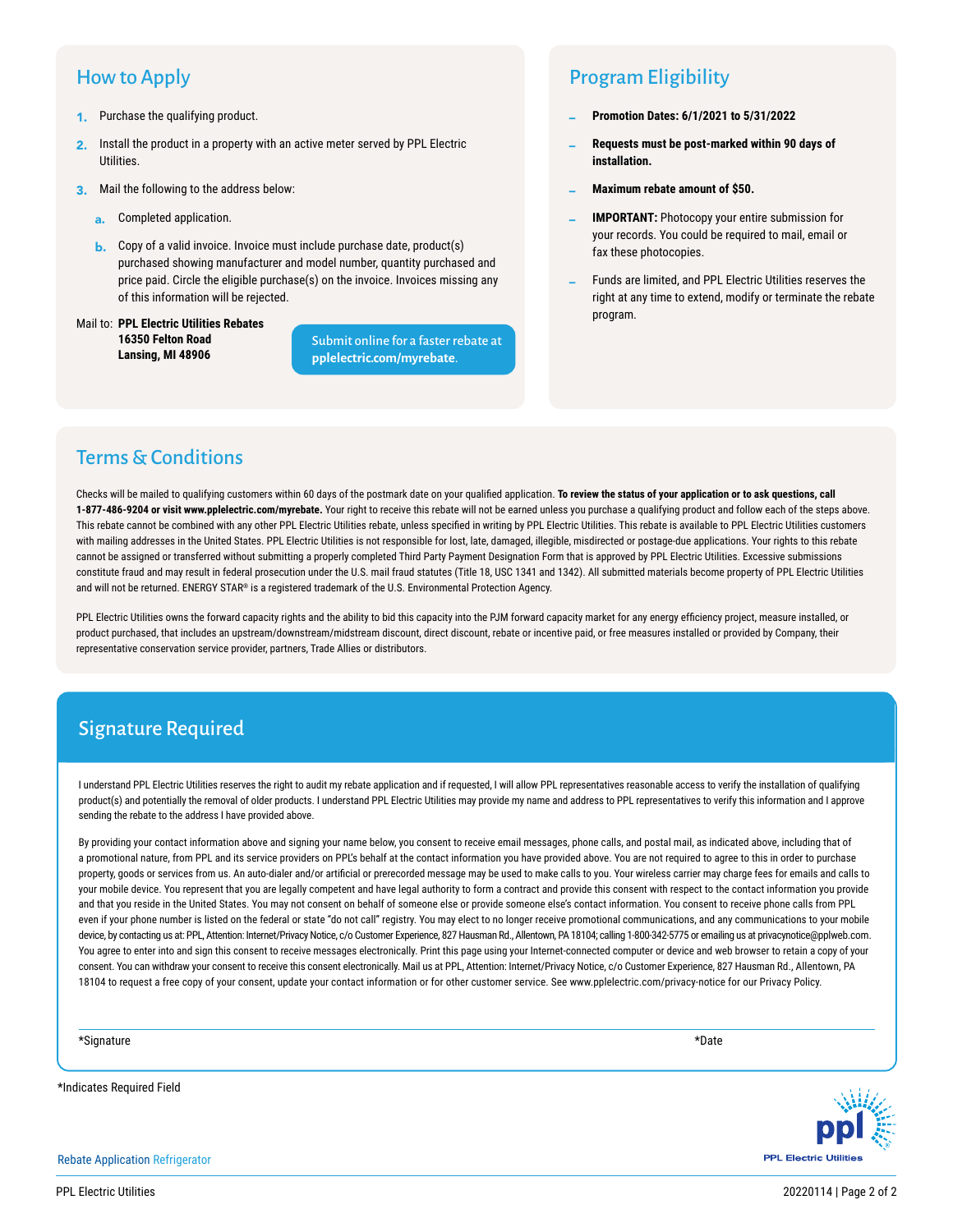## How to Apply

1. Purchase the qualifying product.
2. Install the product in a property with an active meter served by PPL Electric Utilities.
3. Mail the following to the address below:
   a. Completed application.
   b. Copy of a valid invoice. Invoice must include purchase date, product(s) purchased showing manufacturer and model number, quantity purchased and price paid. Circle the eligible purchase(s) on the invoice. Invoices missing any of this information will be rejected.

Mail to: **PPL Electric Utilities Rebates**
**16350 Felton Road**
**Lansing, MI 48906**

Submit online for a faster rebate at **pplelectric.com/myrebate**.

## Program Eligibility

- **Promotion Dates: 6/1/2021 to 5/31/2022**
- **Requests must be post-marked within 90 days of installation.**
- **Maximum rebate amount of $50.**
- **IMPORTANT:** Photocopy your entire submission for your records. You could be required to mail, email or fax these photocopies.
- Funds are limited, and PPL Electric Utilities reserves the right at any time to extend, modify or terminate the rebate program.

## Terms & Conditions

Checks will be mailed to qualifying customers within 60 days of the postmark date on your qualified application. **To review the status of your application or to ask questions, call 1-877-486-9204 or visit www.pplelectric.com/myrebate.** Your right to receive this rebate will not be earned unless you purchase a qualifying product and follow each of the steps above. This rebate cannot be combined with any other PPL Electric Utilities rebate, unless specified in writing by PPL Electric Utilities. This rebate is available to PPL Electric Utilities customers with mailing addresses in the United States. PPL Electric Utilities is not responsible for lost, late, damaged, illegible, misdirected or postage-due applications. Your rights to this rebate cannot be assigned or transferred without submitting a properly completed Third Party Payment Designation Form that is approved by PPL Electric Utilities. Excessive submissions constitute fraud and may result in federal prosecution under the U.S. mail fraud statutes (Title 18, USC 1341 and 1342). All submitted materials become property of PPL Electric Utilities and will not be returned. ENERGY STAR® is a registered trademark of the U.S. Environmental Protection Agency.

PPL Electric Utilities owns the forward capacity rights and the ability to bid this capacity into the PJM forward capacity market for any energy efficiency project, measure installed, or product purchased, that includes an upstream/downstream/midstream discount, direct discount, rebate or incentive paid, or free measures installed or provided by Company, their representative conservation service provider, partners, Trade Allies or distributors.

## Signature Required

I understand PPL Electric Utilities reserves the right to audit my rebate application and if requested, I will allow PPL representatives reasonable access to verify the installation of qualifying product(s) and potentially the removal of older products. I understand PPL Electric Utilities may provide my name and address to PPL representatives to verify this information and I approve sending the rebate to the address I have provided above.

By providing your contact information above and signing your name below, you consent to receive email messages, phone calls, and postal mail, as indicated above, including that of a promotional nature, from PPL and its service providers on PPL's behalf at the contact information you have provided above. You are not required to agree to this in order to purchase property, goods or services from us. An auto-dialer and/or artificial or prerecorded message may be used to make calls to you. Your wireless carrier may charge fees for emails and calls to your mobile device. You represent that you are legally competent and have legal authority to form a contract and provide this consent with respect to the contact information you provide and that you reside in the United States. You may not consent on behalf of someone else or provide someone else's contact information. You consent to receive phone calls from PPL even if your phone number is listed on the federal or state "do not call" registry. You may elect to no longer receive promotional communications, and any communications to your mobile device, by contacting us at: PPL, Attention: Internet/Privacy Notice, c/o Customer Experience, 827 Hausman Rd., Allentown, PA 18104; calling 1-800-342-5775 or emailing us at privacynotice@pplweb.com. You agree to enter into and sign this consent to receive messages electronically. Print this page using your Internet-connected computer or device and web browser to retain a copy of your consent. You can withdraw your consent to receive this consent electronically. Mail us at PPL, Attention: Internet/Privacy Notice, c/o Customer Experience, 827 Hausman Rd., Allentown, PA 18104 to request a free copy of your consent, update your contact information or for other customer service. See www.pplelectric.com/privacy-notice for our Privacy Policy.

*Signature ______________________ *Date ____________

*Indicates Required Field

Rebate Application Refrigerator

PPL Electric Utilities

20220114